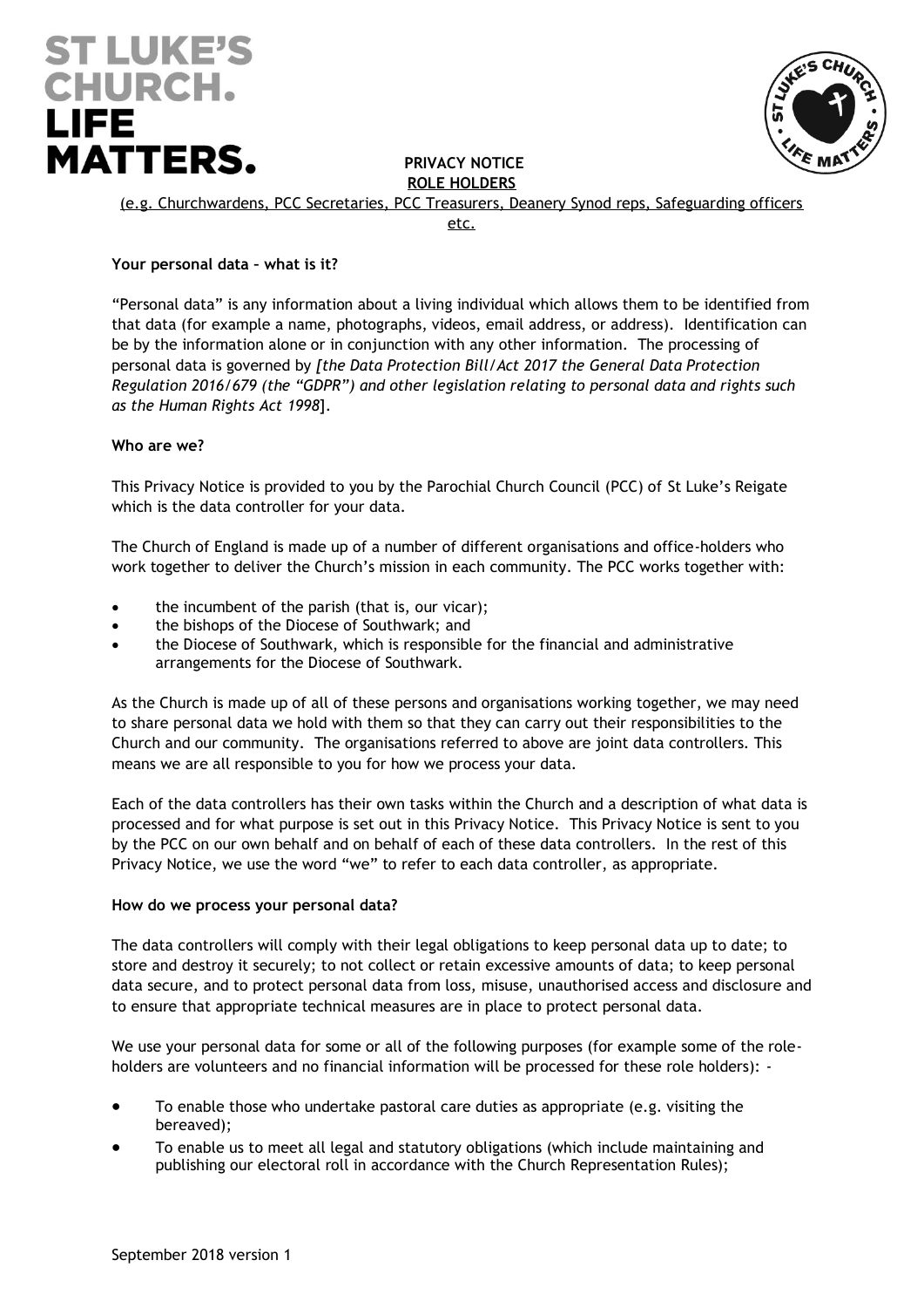# ST LUKE'S CHURCH. LIFE MATTERS.

**PRIVACY NOTICE**
**ROLE HOLDERS**

(e.g. Churchwardens, PCC Secretaries, PCC Treasurers, Deanery Synod reps, Safeguarding officers etc.

**Your personal data – what is it?**

"Personal data" is any information about a living individual which allows them to be identified from that data (for example a name, photographs, videos, email address, or address). Identification can be by the information alone or in conjunction with any other information. The processing of personal data is governed by *[the Data Protection Bill/Act 2017 the General Data Protection Regulation 2016/679 (the "GDPR") and other legislation relating to personal data and rights such as the Human Rights Act 1998*].

**Who are we?**

This Privacy Notice is provided to you by the Parochial Church Council (PCC) of St Luke's Reigate which is the data controller for your data.

The Church of England is made up of a number of different organisations and office-holders who work together to deliver the Church's mission in each community. The PCC works together with:

- the incumbent of the parish (that is, our vicar);
- the bishops of the Diocese of Southwark; and
- the Diocese of Southwark, which is responsible for the financial and administrative arrangements for the Diocese of Southwark.

As the Church is made up of all of these persons and organisations working together, we may need to share personal data we hold with them so that they can carry out their responsibilities to the Church and our community. The organisations referred to above are joint data controllers. This means we are all responsible to you for how we process your data.

Each of the data controllers has their own tasks within the Church and a description of what data is processed and for what purpose is set out in this Privacy Notice. This Privacy Notice is sent to you by the PCC on our own behalf and on behalf of each of these data controllers. In the rest of this Privacy Notice, we use the word "we" to refer to each data controller, as appropriate.

**How do we process your personal data?**

The data controllers will comply with their legal obligations to keep personal data up to date; to store and destroy it securely; to not collect or retain excessive amounts of data; to keep personal data secure, and to protect personal data from loss, misuse, unauthorised access and disclosure and to ensure that appropriate technical measures are in place to protect personal data.

We use your personal data for some or all of the following purposes (for example some of the role-holders are volunteers and no financial information will be processed for these role holders): -

- To enable those who undertake pastoral care duties as appropriate (e.g. visiting the bereaved);
- To enable us to meet all legal and statutory obligations (which include maintaining and publishing our electoral roll in accordance with the Church Representation Rules);

September 2018 version 1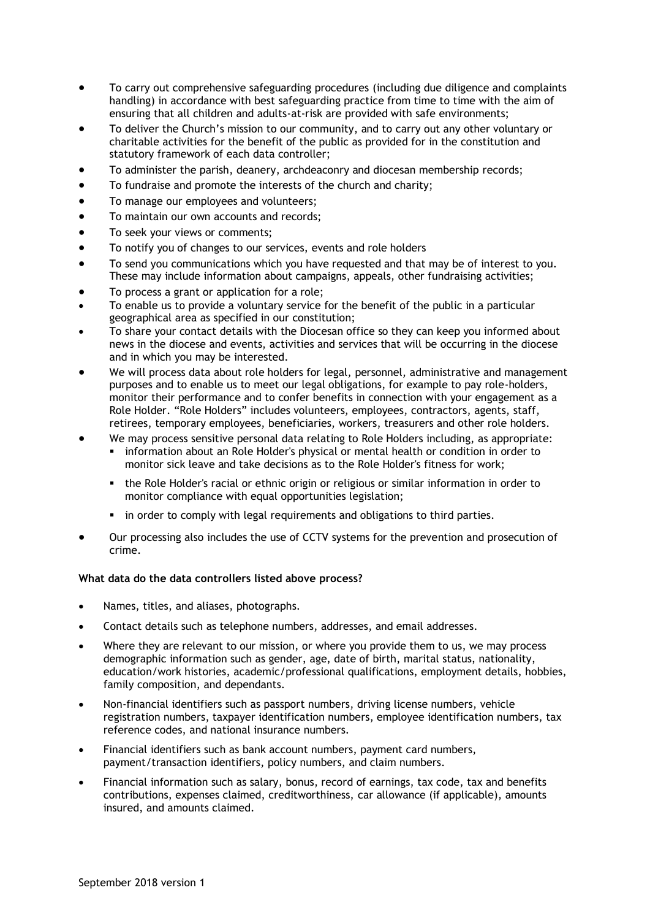- To carry out comprehensive safeguarding procedures (including due diligence and complaints handling) in accordance with best safeguarding practice from time to time with the aim of ensuring that all children and adults-at-risk are provided with safe environments;
- To deliver the Church's mission to our community, and to carry out any other voluntary or charitable activities for the benefit of the public as provided for in the constitution and statutory framework of each data controller;
- To administer the parish, deanery, archdeaconry and diocesan membership records;
- To fundraise and promote the interests of the church and charity;
- To manage our employees and volunteers;
- To maintain our own accounts and records;
- To seek your views or comments;
- To notify you of changes to our services, events and role holders
- To send you communications which you have requested and that may be of interest to you. These may include information about campaigns, appeals, other fundraising activities;
- To process a grant or application for a role;
- To enable us to provide a voluntary service for the benefit of the public in a particular geographical area as specified in our constitution;
- To share your contact details with the Diocesan office so they can keep you informed about news in the diocese and events, activities and services that will be occurring in the diocese and in which you may be interested.
- We will process data about role holders for legal, personnel, administrative and management purposes and to enable us to meet our legal obligations, for example to pay role-holders, monitor their performance and to confer benefits in connection with your engagement as a Role Holder. "Role Holders" includes volunteers, employees, contractors, agents, staff, retirees, temporary employees, beneficiaries, workers, treasurers and other role holders.
- We may process sensitive personal data relating to Role Holders including, as appropriate:
  - information about an Role Holder's physical or mental health or condition in order to monitor sick leave and take decisions as to the Role Holder's fitness for work;
  - the Role Holder's racial or ethnic origin or religious or similar information in order to monitor compliance with equal opportunities legislation;
  - in order to comply with legal requirements and obligations to third parties.
- Our processing also includes the use of CCTV systems for the prevention and prosecution of crime.

**What data do the data controllers listed above process?**

- Names, titles, and aliases, photographs.
- Contact details such as telephone numbers, addresses, and email addresses.
- Where they are relevant to our mission, or where you provide them to us, we may process demographic information such as gender, age, date of birth, marital status, nationality, education/work histories, academic/professional qualifications, employment details, hobbies, family composition, and dependants.
- Non-financial identifiers such as passport numbers, driving license numbers, vehicle registration numbers, taxpayer identification numbers, employee identification numbers, tax reference codes, and national insurance numbers.
- Financial identifiers such as bank account numbers, payment card numbers, payment/transaction identifiers, policy numbers, and claim numbers.
- Financial information such as salary, bonus, record of earnings, tax code, tax and benefits contributions, expenses claimed, creditworthiness, car allowance (if applicable), amounts insured, and amounts claimed.

September 2018 version 1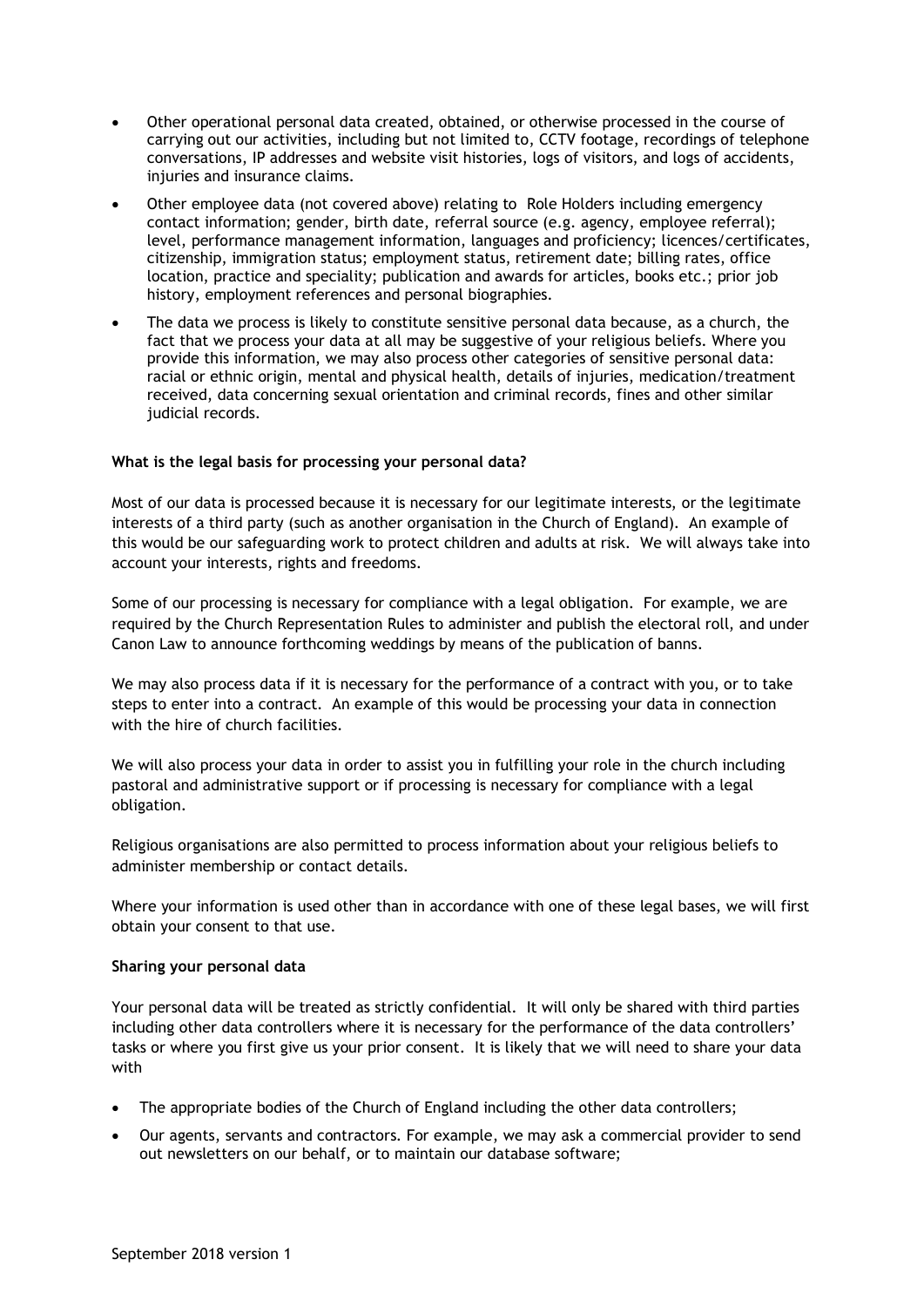- Other operational personal data created, obtained, or otherwise processed in the course of carrying out our activities, including but not limited to, CCTV footage, recordings of telephone conversations, IP addresses and website visit histories, logs of visitors, and logs of accidents, injuries and insurance claims.
- Other employee data (not covered above) relating to Role Holders including emergency contact information; gender, birth date, referral source (e.g. agency, employee referral); level, performance management information, languages and proficiency; licences/certificates, citizenship, immigration status; employment status, retirement date; billing rates, office location, practice and speciality; publication and awards for articles, books etc.; prior job history, employment references and personal biographies.
- The data we process is likely to constitute sensitive personal data because, as a church, the fact that we process your data at all may be suggestive of your religious beliefs. Where you provide this information, we may also process other categories of sensitive personal data: racial or ethnic origin, mental and physical health, details of injuries, medication/treatment received, data concerning sexual orientation and criminal records, fines and other similar judicial records.

**What is the legal basis for processing your personal data?**

Most of our data is processed because it is necessary for our legitimate interests, or the legitimate interests of a third party (such as another organisation in the Church of England). An example of this would be our safeguarding work to protect children and adults at risk. We will always take into account your interests, rights and freedoms.

Some of our processing is necessary for compliance with a legal obligation. For example, we are required by the Church Representation Rules to administer and publish the electoral roll, and under Canon Law to announce forthcoming weddings by means of the publication of banns.

We may also process data if it is necessary for the performance of a contract with you, or to take steps to enter into a contract. An example of this would be processing your data in connection with the hire of church facilities.

We will also process your data in order to assist you in fulfilling your role in the church including pastoral and administrative support or if processing is necessary for compliance with a legal obligation.

Religious organisations are also permitted to process information about your religious beliefs to administer membership or contact details.

Where your information is used other than in accordance with one of these legal bases, we will first obtain your consent to that use.

**Sharing your personal data**

Your personal data will be treated as strictly confidential. It will only be shared with third parties including other data controllers where it is necessary for the performance of the data controllers' tasks or where you first give us your prior consent. It is likely that we will need to share your data with

- The appropriate bodies of the Church of England including the other data controllers;
- Our agents, servants and contractors. For example, we may ask a commercial provider to send out newsletters on our behalf, or to maintain our database software;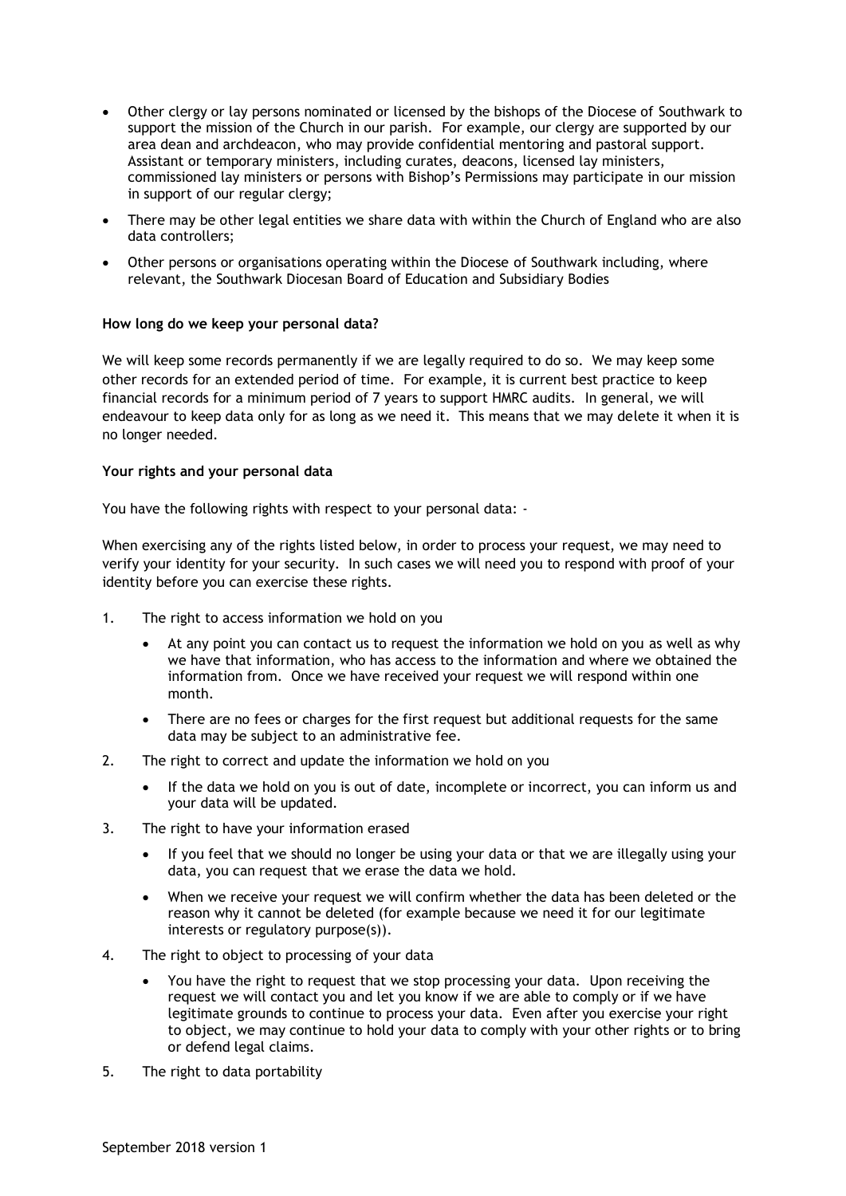- Other clergy or lay persons nominated or licensed by the bishops of the Diocese of Southwark to support the mission of the Church in our parish. For example, our clergy are supported by our area dean and archdeacon, who may provide confidential mentoring and pastoral support. Assistant or temporary ministers, including curates, deacons, licensed lay ministers, commissioned lay ministers or persons with Bishop's Permissions may participate in our mission in support of our regular clergy;
- There may be other legal entities we share data with within the Church of England who are also data controllers;
- Other persons or organisations operating within the Diocese of Southwark including, where relevant, the Southwark Diocesan Board of Education and Subsidiary Bodies

**How long do we keep your personal data?**

We will keep some records permanently if we are legally required to do so. We may keep some other records for an extended period of time. For example, it is current best practice to keep financial records for a minimum period of 7 years to support HMRC audits. In general, we will endeavour to keep data only for as long as we need it. This means that we may delete it when it is no longer needed.

**Your rights and your personal data**

You have the following rights with respect to your personal data: -

When exercising any of the rights listed below, in order to process your request, we may need to verify your identity for your security. In such cases we will need you to respond with proof of your identity before you can exercise these rights.

1. The right to access information we hold on you
   - At any point you can contact us to request the information we hold on you as well as why we have that information, who has access to the information and where we obtained the information from. Once we have received your request we will respond within one month.
   - There are no fees or charges for the first request but additional requests for the same data may be subject to an administrative fee.
2. The right to correct and update the information we hold on you
   - If the data we hold on you is out of date, incomplete or incorrect, you can inform us and your data will be updated.
3. The right to have your information erased
   - If you feel that we should no longer be using your data or that we are illegally using your data, you can request that we erase the data we hold.
   - When we receive your request we will confirm whether the data has been deleted or the reason why it cannot be deleted (for example because we need it for our legitimate interests or regulatory purpose(s)).
4. The right to object to processing of your data
   - You have the right to request that we stop processing your data. Upon receiving the request we will contact you and let you know if we are able to comply or if we have legitimate grounds to continue to process your data. Even after you exercise your right to object, we may continue to hold your data to comply with your other rights or to bring or defend legal claims.
5. The right to data portability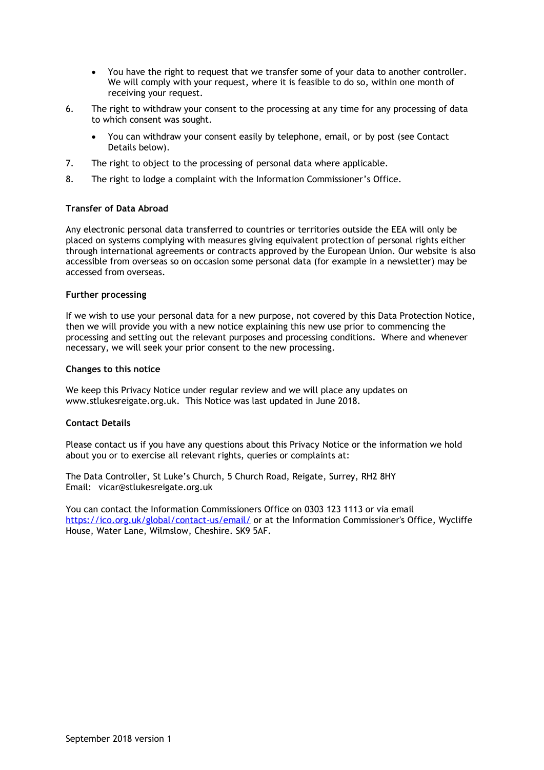- You have the right to request that we transfer some of your data to another controller. We will comply with your request, where it is feasible to do so, within one month of receiving your request.

6. The right to withdraw your consent to the processing at any time for any processing of data to which consent was sought.

    - You can withdraw your consent easily by telephone, email, or by post (see Contact Details below).

7. The right to object to the processing of personal data where applicable.

8. The right to lodge a complaint with the Information Commissioner's Office.

**Transfer of Data Abroad**

Any electronic personal data transferred to countries or territories outside the EEA will only be placed on systems complying with measures giving equivalent protection of personal rights either through international agreements or contracts approved by the European Union. Our website is also accessible from overseas so on occasion some personal data (for example in a newsletter) may be accessed from overseas.

**Further processing**

If we wish to use your personal data for a new purpose, not covered by this Data Protection Notice, then we will provide you with a new notice explaining this new use prior to commencing the processing and setting out the relevant purposes and processing conditions. Where and whenever necessary, we will seek your prior consent to the new processing.

**Changes to this notice**

We keep this Privacy Notice under regular review and we will place any updates on www.stlukesreigate.org.uk. This Notice was last updated in June 2018.

**Contact Details**

Please contact us if you have any questions about this Privacy Notice or the information we hold about you or to exercise all relevant rights, queries or complaints at:

The Data Controller, St Luke's Church, 5 Church Road, Reigate, Surrey, RH2 8HY
Email: vicar@stlukesreigate.org.uk

You can contact the Information Commissioners Office on 0303 123 1113 or via email https://ico.org.uk/global/contact-us/email/ or at the Information Commissioner's Office, Wycliffe House, Water Lane, Wilmslow, Cheshire. SK9 5AF.

September 2018 version 1